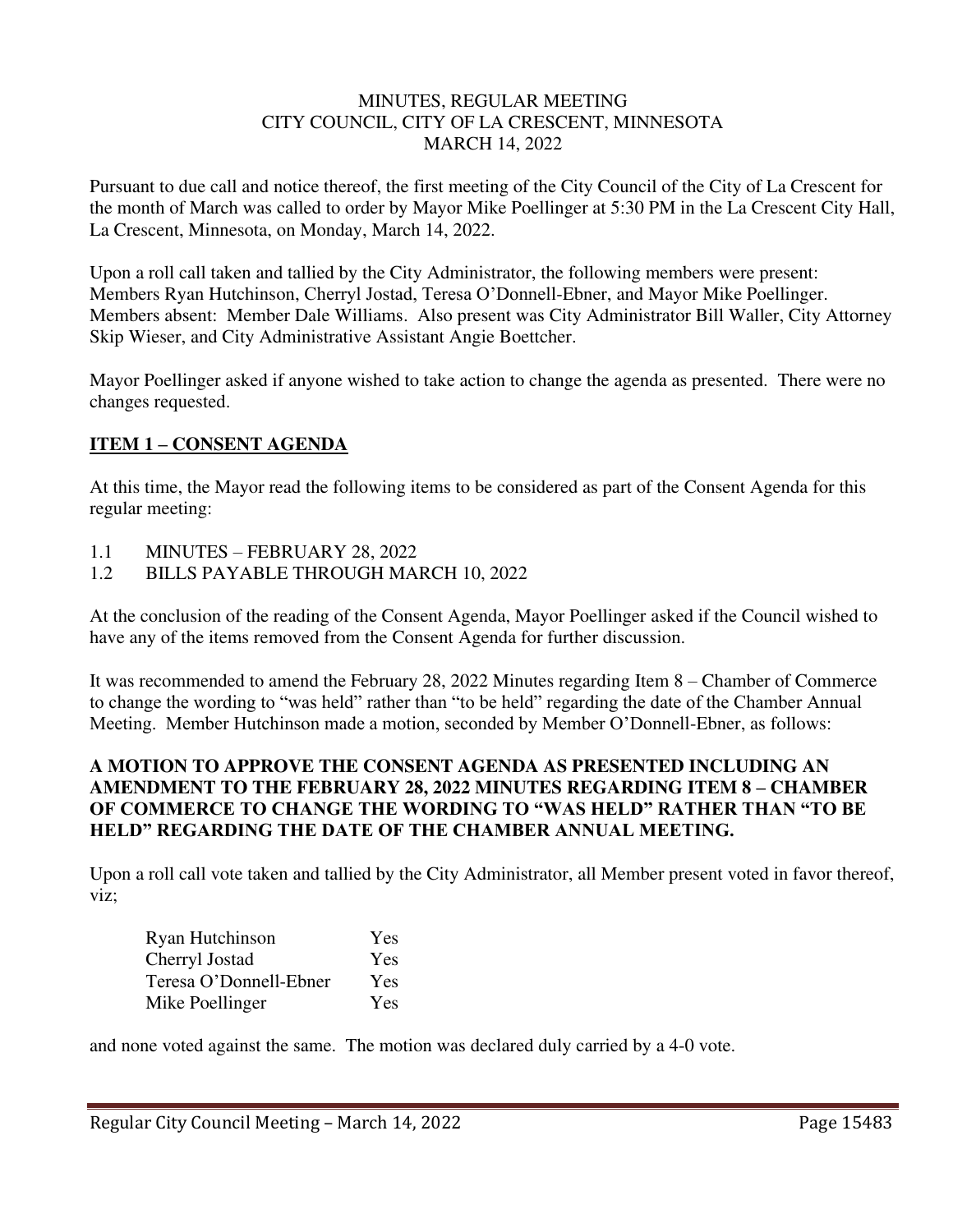MINUTES, REGULAR MEETING
CITY COUNCIL, CITY OF LA CRESCENT, MINNESOTA
MARCH 14, 2022

Pursuant to due call and notice thereof, the first meeting of the City Council of the City of La Crescent for the month of March was called to order by Mayor Mike Poellinger at 5:30 PM in the La Crescent City Hall, La Crescent, Minnesota, on Monday, March 14, 2022.

Upon a roll call taken and tallied by the City Administrator, the following members were present: Members Ryan Hutchinson, Cherryl Jostad, Teresa O'Donnell-Ebner, and Mayor Mike Poellinger. Members absent: Member Dale Williams. Also present was City Administrator Bill Waller, City Attorney Skip Wieser, and City Administrative Assistant Angie Boettcher.

Mayor Poellinger asked if anyone wished to take action to change the agenda as presented. There were no changes requested.

## ITEM 1 – CONSENT AGENDA

At this time, the Mayor read the following items to be considered as part of the Consent Agenda for this regular meeting:

1.1 MINUTES – FEBRUARY 28, 2022
1.2 BILLS PAYABLE THROUGH MARCH 10, 2022

At the conclusion of the reading of the Consent Agenda, Mayor Poellinger asked if the Council wished to have any of the items removed from the Consent Agenda for further discussion.

It was recommended to amend the February 28, 2022 Minutes regarding Item 8 – Chamber of Commerce to change the wording to "was held" rather than "to be held" regarding the date of the Chamber Annual Meeting. Member Hutchinson made a motion, seconded by Member O'Donnell-Ebner, as follows:

**A MOTION TO APPROVE THE CONSENT AGENDA AS PRESENTED INCLUDING AN AMENDMENT TO THE FEBRUARY 28, 2022 MINUTES REGARDING ITEM 8 – CHAMBER OF COMMERCE TO CHANGE THE WORDING TO "WAS HELD" RATHER THAN "TO BE HELD" REGARDING THE DATE OF THE CHAMBER ANNUAL MEETING.**

Upon a roll call vote taken and tallied by the City Administrator, all Member present voted in favor thereof, viz;

| | |
|---|---|
| Ryan Hutchinson | Yes |
| Cherryl Jostad | Yes |
| Teresa O'Donnell-Ebner | Yes |
| Mike Poellinger | Yes |

and none voted against the same. The motion was declared duly carried by a 4-0 vote.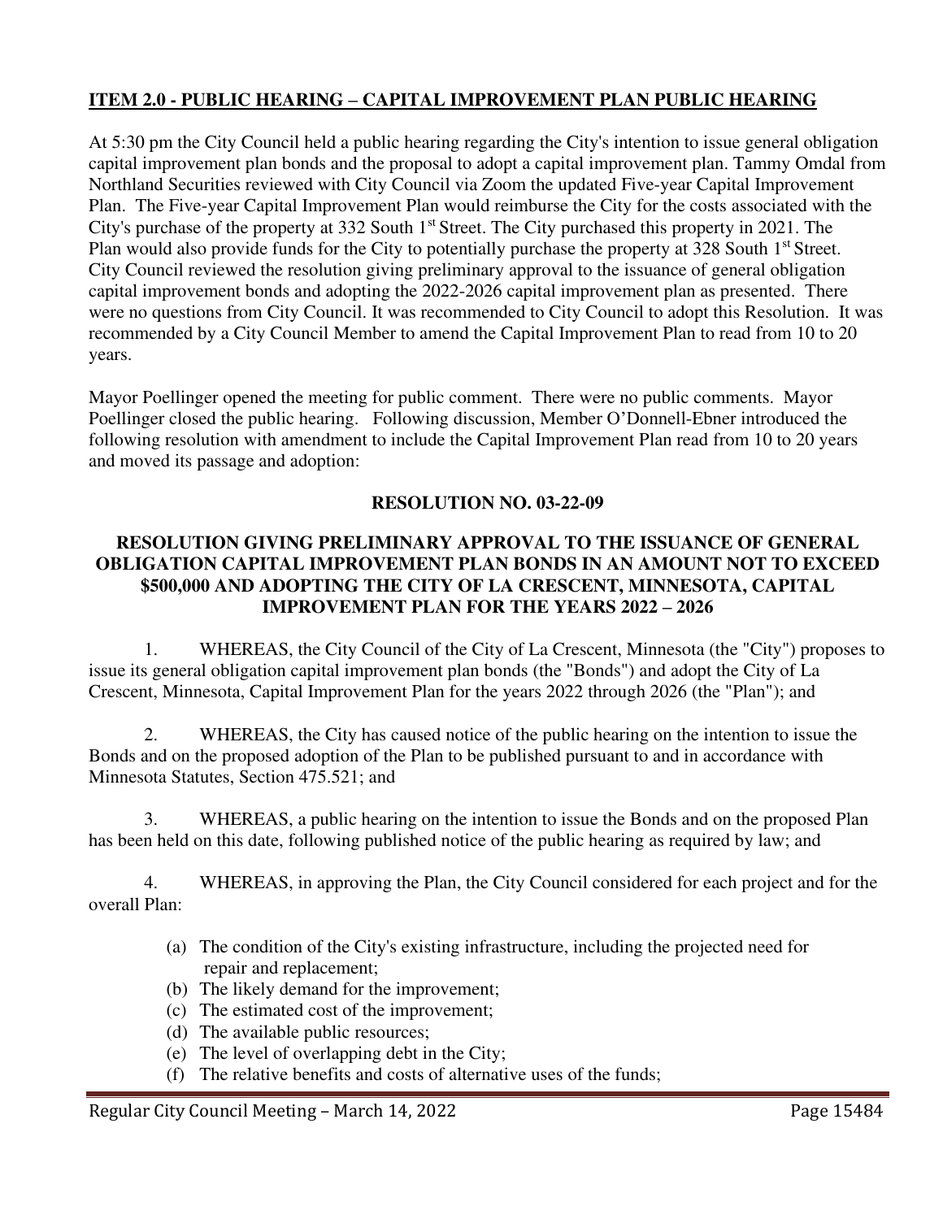## ITEM 2.0 - PUBLIC HEARING – CAPITAL IMPROVEMENT PLAN PUBLIC HEARING

At 5:30 pm the City Council held a public hearing regarding the City's intention to issue general obligation capital improvement plan bonds and the proposal to adopt a capital improvement plan. Tammy Omdal from Northland Securities reviewed with City Council via Zoom the updated Five-year Capital Improvement Plan. The Five-year Capital Improvement Plan would reimburse the City for the costs associated with the City's purchase of the property at 332 South 1st Street. The City purchased this property in 2021. The Plan would also provide funds for the City to potentially purchase the property at 328 South 1st Street. City Council reviewed the resolution giving preliminary approval to the issuance of general obligation capital improvement bonds and adopting the 2022-2026 capital improvement plan as presented. There were no questions from City Council. It was recommended to City Council to adopt this Resolution. It was recommended by a City Council Member to amend the Capital Improvement Plan to read from 10 to 20 years.

Mayor Poellinger opened the meeting for public comment. There were no public comments. Mayor Poellinger closed the public hearing. Following discussion, Member O'Donnell-Ebner introduced the following resolution with amendment to include the Capital Improvement Plan read from 10 to 20 years and moved its passage and adoption:

### RESOLUTION NO. 03-22-09

### RESOLUTION GIVING PRELIMINARY APPROVAL TO THE ISSUANCE OF GENERAL OBLIGATION CAPITAL IMPROVEMENT PLAN BONDS IN AN AMOUNT NOT TO EXCEED $500,000 AND ADOPTING THE CITY OF LA CRESCENT, MINNESOTA, CAPITAL IMPROVEMENT PLAN FOR THE YEARS 2022 – 2026

1. WHEREAS, the City Council of the City of La Crescent, Minnesota (the "City") proposes to issue its general obligation capital improvement plan bonds (the "Bonds") and adopt the City of La Crescent, Minnesota, Capital Improvement Plan for the years 2022 through 2026 (the "Plan"); and

2. WHEREAS, the City has caused notice of the public hearing on the intention to issue the Bonds and on the proposed adoption of the Plan to be published pursuant to and in accordance with Minnesota Statutes, Section 475.521; and

3. WHEREAS, a public hearing on the intention to issue the Bonds and on the proposed Plan has been held on this date, following published notice of the public hearing as required by law; and

4. WHEREAS, in approving the Plan, the City Council considered for each project and for the overall Plan:

   (a) The condition of the City's existing infrastructure, including the projected need for repair and replacement;
   (b) The likely demand for the improvement;
   (c) The estimated cost of the improvement;
   (d) The available public resources;
   (e) The level of overlapping debt in the City;
   (f) The relative benefits and costs of alternative uses of the funds;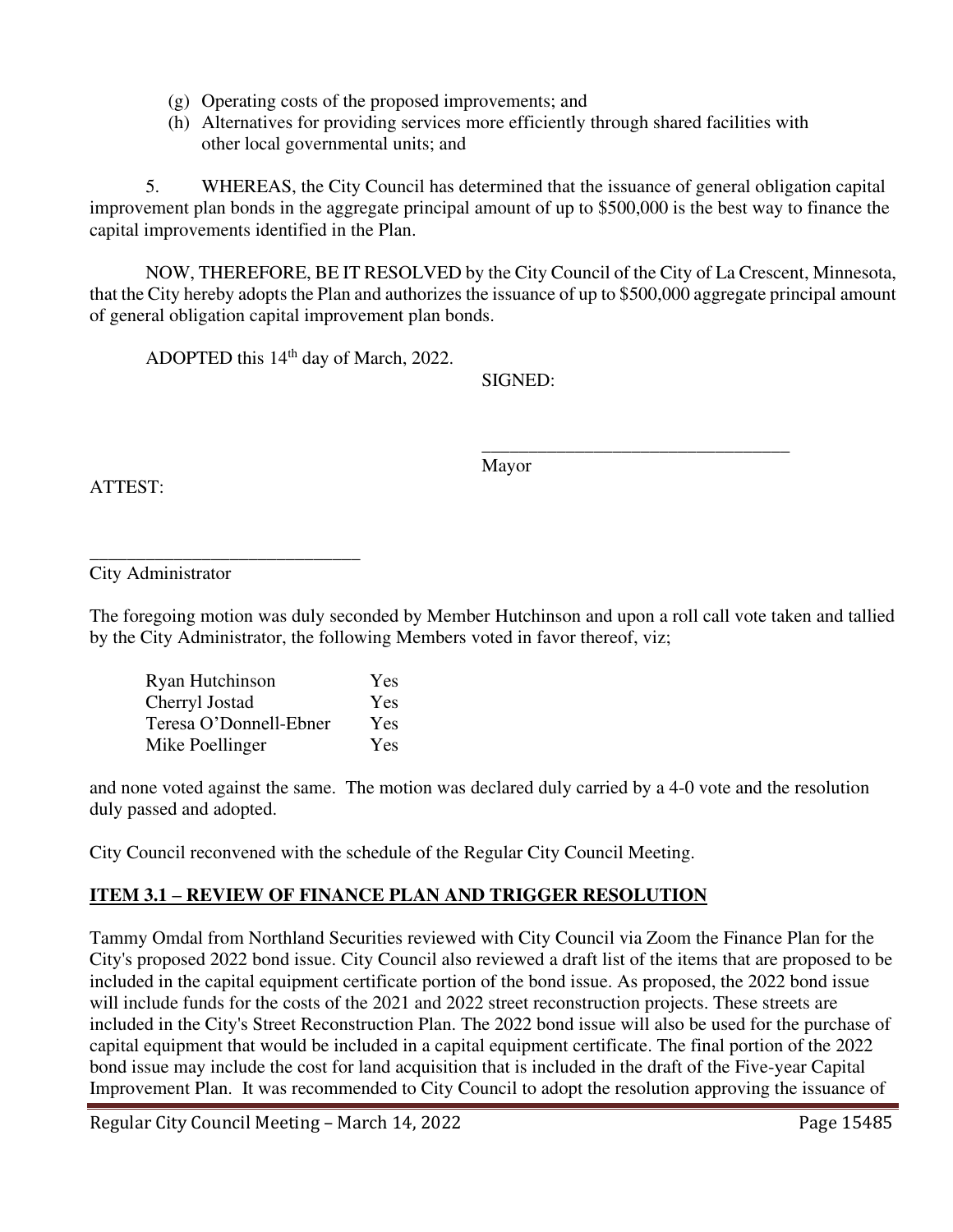(g) Operating costs of the proposed improvements; and
(h) Alternatives for providing services more efficiently through shared facilities with other local governmental units; and

5. WHEREAS, the City Council has determined that the issuance of general obligation capital improvement plan bonds in the aggregate principal amount of up to $500,000 is the best way to finance the capital improvements identified in the Plan.

NOW, THEREFORE, BE IT RESOLVED by the City Council of the City of La Crescent, Minnesota, that the City hereby adopts the Plan and authorizes the issuance of up to $500,000 aggregate principal amount of general obligation capital improvement plan bonds.

ADOPTED this 14th day of March, 2022.

SIGNED:

_________________________________
Mayor

ATTEST:

_____________________________
City Administrator

The foregoing motion was duly seconded by Member Hutchinson and upon a roll call vote taken and tallied by the City Administrator, the following Members voted in favor thereof, viz;

| | |
|---|---|
| Ryan Hutchinson | Yes |
| Cherryl Jostad | Yes |
| Teresa O'Donnell-Ebner | Yes |
| Mike Poellinger | Yes |

and none voted against the same. The motion was declared duly carried by a 4-0 vote and the resolution duly passed and adopted.

City Council reconvened with the schedule of the Regular City Council Meeting.

## ITEM 3.1 – REVIEW OF FINANCE PLAN AND TRIGGER RESOLUTION

Tammy Omdal from Northland Securities reviewed with City Council via Zoom the Finance Plan for the City's proposed 2022 bond issue. City Council also reviewed a draft list of the items that are proposed to be included in the capital equipment certificate portion of the bond issue. As proposed, the 2022 bond issue will include funds for the costs of the 2021 and 2022 street reconstruction projects. These streets are included in the City's Street Reconstruction Plan. The 2022 bond issue will also be used for the purchase of capital equipment that would be included in a capital equipment certificate. The final portion of the 2022 bond issue may include the cost for land acquisition that is included in the draft of the Five-year Capital Improvement Plan. It was recommended to City Council to adopt the resolution approving the issuance of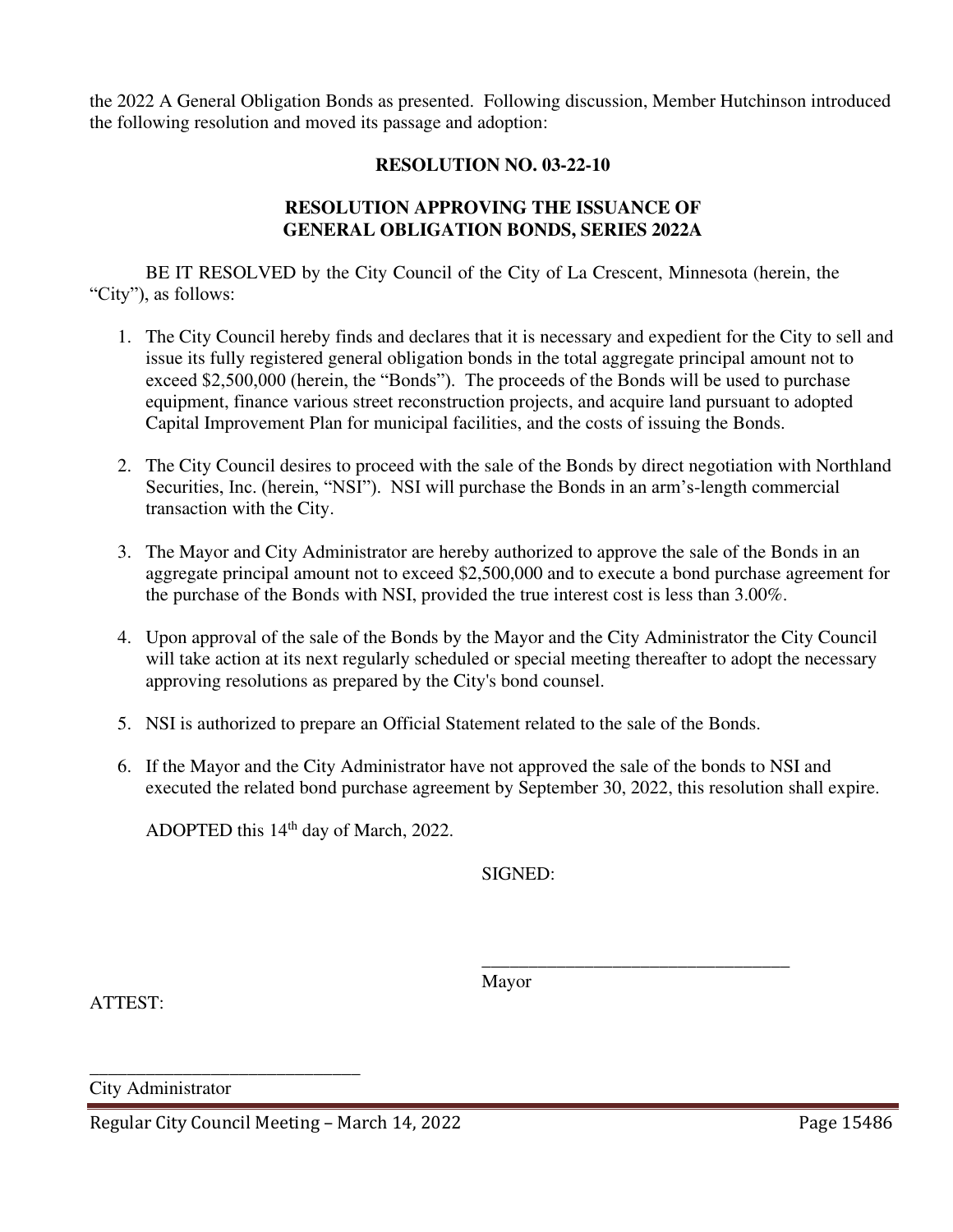the 2022 A General Obligation Bonds as presented. Following discussion, Member Hutchinson introduced the following resolution and moved its passage and adoption:

**RESOLUTION NO. 03-22-10**

**RESOLUTION APPROVING THE ISSUANCE OF GENERAL OBLIGATION BONDS, SERIES 2022A**

BE IT RESOLVED by the City Council of the City of La Crescent, Minnesota (herein, the "City"), as follows:

1. The City Council hereby finds and declares that it is necessary and expedient for the City to sell and issue its fully registered general obligation bonds in the total aggregate principal amount not to exceed $2,500,000 (herein, the "Bonds"). The proceeds of the Bonds will be used to purchase equipment, finance various street reconstruction projects, and acquire land pursuant to adopted Capital Improvement Plan for municipal facilities, and the costs of issuing the Bonds.

2. The City Council desires to proceed with the sale of the Bonds by direct negotiation with Northland Securities, Inc. (herein, "NSI"). NSI will purchase the Bonds in an arm's-length commercial transaction with the City.

3. The Mayor and City Administrator are hereby authorized to approve the sale of the Bonds in an aggregate principal amount not to exceed $2,500,000 and to execute a bond purchase agreement for the purchase of the Bonds with NSI, provided the true interest cost is less than 3.00%.

4. Upon approval of the sale of the Bonds by the Mayor and the City Administrator the City Council will take action at its next regularly scheduled or special meeting thereafter to adopt the necessary approving resolutions as prepared by the City's bond counsel.

5. NSI is authorized to prepare an Official Statement related to the sale of the Bonds.

6. If the Mayor and the City Administrator have not approved the sale of the bonds to NSI and executed the related bond purchase agreement by September 30, 2022, this resolution shall expire.

ADOPTED this 14th day of March, 2022.

SIGNED:

\_\_\_\_\_\_\_\_\_\_\_\_\_\_\_\_\_\_\_\_\_\_\_\_\_\_\_\_\_\_\_\_\_\_
Mayor

ATTEST:

\_\_\_\_\_\_\_\_\_\_\_\_\_\_\_\_\_\_\_\_\_\_\_\_\_\_\_\_\_\_
City Administrator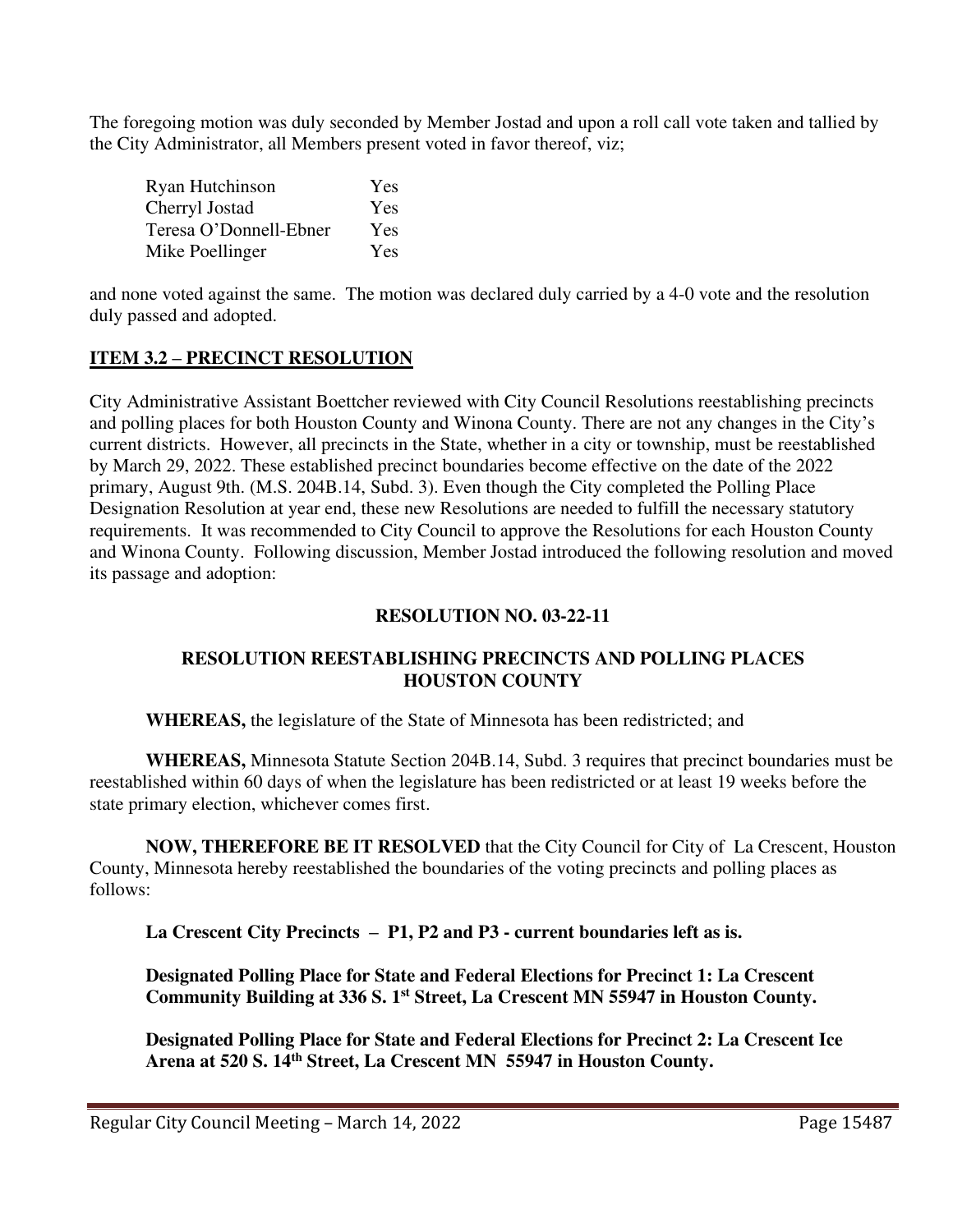The foregoing motion was duly seconded by Member Jostad and upon a roll call vote taken and tallied by the City Administrator, all Members present voted in favor thereof, viz;

| | |
|---|---|
| Ryan Hutchinson | Yes |
| Cherryl Jostad | Yes |
| Teresa O'Donnell-Ebner | Yes |
| Mike Poellinger | Yes |

and none voted against the same. The motion was declared duly carried by a 4-0 vote and the resolution duly passed and adopted.

## ITEM 3.2 – PRECINCT RESOLUTION

City Administrative Assistant Boettcher reviewed with City Council Resolutions reestablishing precincts and polling places for both Houston County and Winona County. There are not any changes in the City's current districts. However, all precincts in the State, whether in a city or township, must be reestablished by March 29, 2022. These established precinct boundaries become effective on the date of the 2022 primary, August 9th. (M.S. 204B.14, Subd. 3). Even though the City completed the Polling Place Designation Resolution at year end, these new Resolutions are needed to fulfill the necessary statutory requirements. It was recommended to City Council to approve the Resolutions for each Houston County and Winona County. Following discussion, Member Jostad introduced the following resolution and moved its passage and adoption:

**RESOLUTION NO. 03-22-11**

**RESOLUTION REESTABLISHING PRECINCTS AND POLLING PLACES HOUSTON COUNTY**

**WHEREAS,** the legislature of the State of Minnesota has been redistricted; and

**WHEREAS,** Minnesota Statute Section 204B.14, Subd. 3 requires that precinct boundaries must be reestablished within 60 days of when the legislature has been redistricted or at least 19 weeks before the state primary election, whichever comes first.

**NOW, THEREFORE BE IT RESOLVED** that the City Council for City of La Crescent, Houston County, Minnesota hereby reestablished the boundaries of the voting precincts and polling places as follows:

**La Crescent City Precincts – P1, P2 and P3 - current boundaries left as is.**

**Designated Polling Place for State and Federal Elections for Precinct 1: La Crescent Community Building at 336 S. 1st Street, La Crescent MN 55947 in Houston County.**

**Designated Polling Place for State and Federal Elections for Precinct 2: La Crescent Ice Arena at 520 S. 14th Street, La Crescent MN 55947 in Houston County.**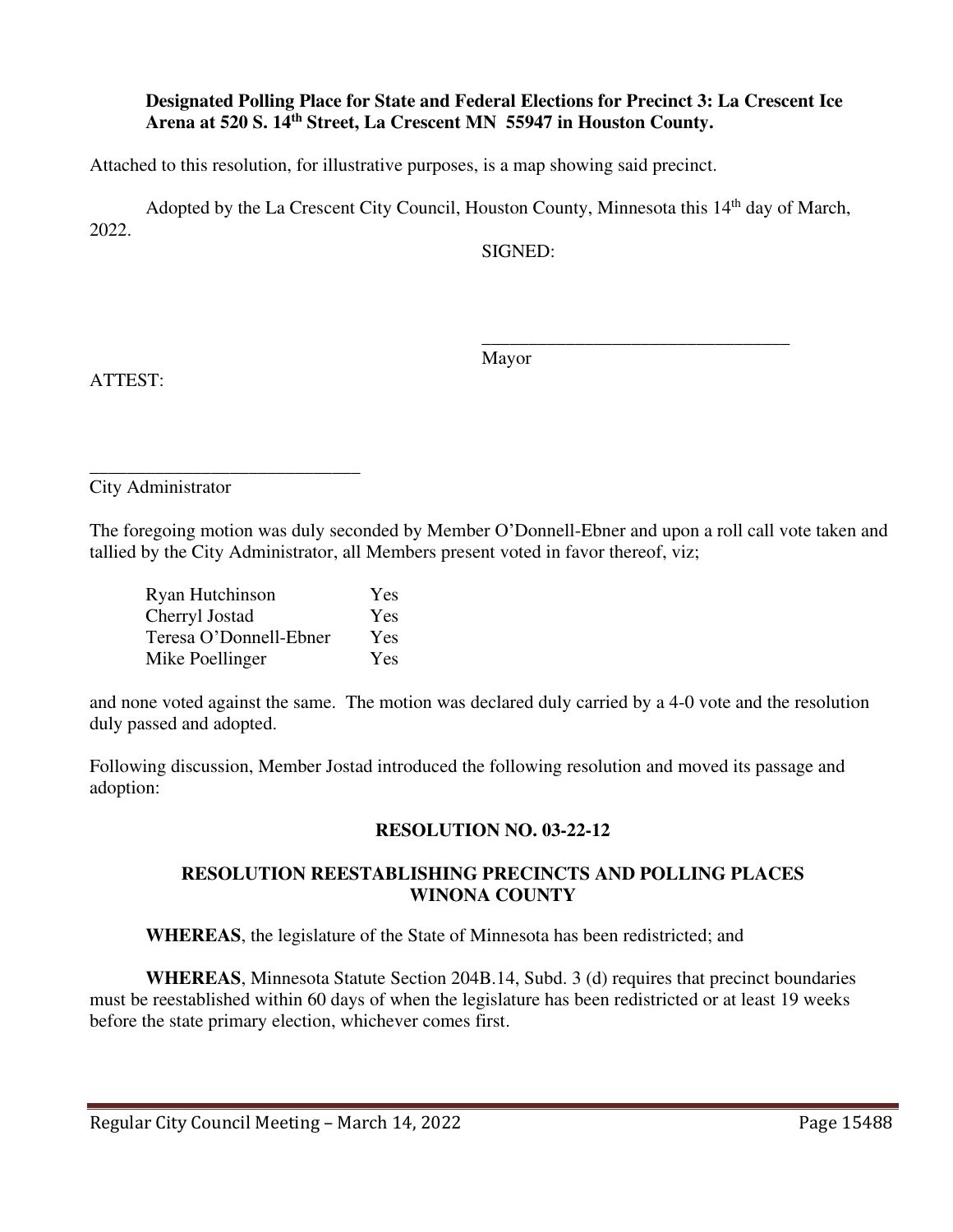**Designated Polling Place for State and Federal Elections for Precinct 3: La Crescent Ice Arena at 520 S. 14th Street, La Crescent MN 55947 in Houston County.**

Attached to this resolution, for illustrative purposes, is a map showing said precinct.

Adopted by the La Crescent City Council, Houston County, Minnesota this 14th day of March, 2022.

SIGNED:

\_\_\_\_\_\_\_\_\_\_\_\_\_\_\_\_\_\_\_\_\_\_\_\_\_\_\_\_\_\_\_\_\_\_

Mayor

ATTEST:

\_\_\_\_\_\_\_\_\_\_\_\_\_\_\_\_\_\_\_\_\_\_\_\_\_\_\_\_\_\_

City Administrator

The foregoing motion was duly seconded by Member O'Donnell-Ebner and upon a roll call vote taken and tallied by the City Administrator, all Members present voted in favor thereof, viz;

| | |
|---|---|
| Ryan Hutchinson | Yes |
| Cherryl Jostad | Yes |
| Teresa O'Donnell-Ebner | Yes |
| Mike Poellinger | Yes |

and none voted against the same. The motion was declared duly carried by a 4-0 vote and the resolution duly passed and adopted.

Following discussion, Member Jostad introduced the following resolution and moved its passage and adoption:

## RESOLUTION NO. 03-22-12

## RESOLUTION REESTABLISHING PRECINCTS AND POLLING PLACES WINONA COUNTY

**WHEREAS**, the legislature of the State of Minnesota has been redistricted; and

**WHEREAS**, Minnesota Statute Section 204B.14, Subd. 3 (d) requires that precinct boundaries must be reestablished within 60 days of when the legislature has been redistricted or at least 19 weeks before the state primary election, whichever comes first.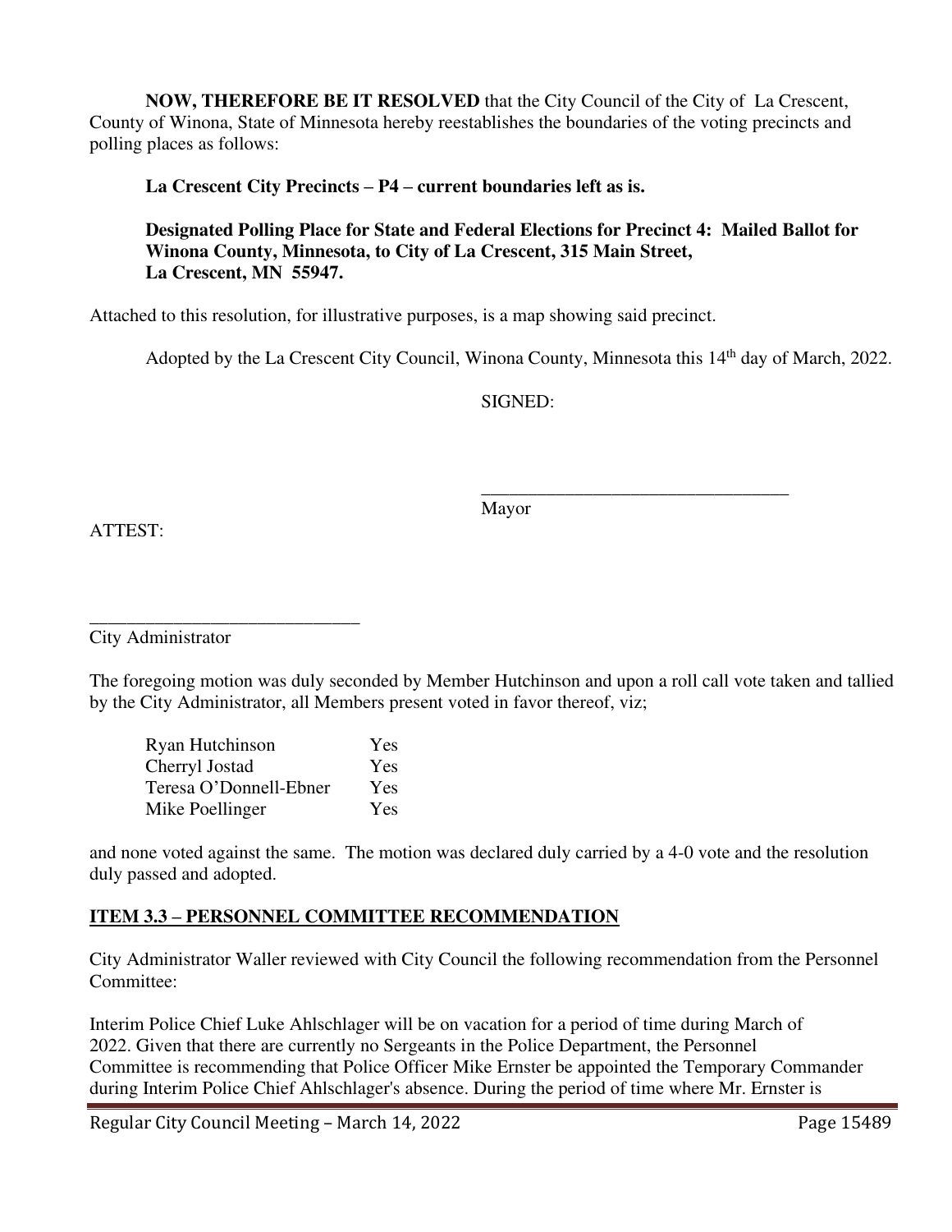**NOW, THEREFORE BE IT RESOLVED** that the City Council of the City of La Crescent, County of Winona, State of Minnesota hereby reestablishes the boundaries of the voting precincts and polling places as follows:

**La Crescent City Precincts – P4 – current boundaries left as is.**

**Designated Polling Place for State and Federal Elections for Precinct 4: Mailed Ballot for Winona County, Minnesota, to City of La Crescent, 315 Main Street, La Crescent, MN 55947.**

Attached to this resolution, for illustrative purposes, is a map showing said precinct.

Adopted by the La Crescent City Council, Winona County, Minnesota this 14th day of March, 2022.

SIGNED:

_________________________________
Mayor

ATTEST:

_____________________________
City Administrator

The foregoing motion was duly seconded by Member Hutchinson and upon a roll call vote taken and tallied by the City Administrator, all Members present voted in favor thereof, viz;

| | |
|---|---|
| Ryan Hutchinson | Yes |
| Cherryl Jostad | Yes |
| Teresa O'Donnell-Ebner | Yes |
| Mike Poellinger | Yes |

and none voted against the same. The motion was declared duly carried by a 4-0 vote and the resolution duly passed and adopted.

## ITEM 3.3 – PERSONNEL COMMITTEE RECOMMENDATION

City Administrator Waller reviewed with City Council the following recommendation from the Personnel Committee:

Interim Police Chief Luke Ahlschlager will be on vacation for a period of time during March of 2022. Given that there are currently no Sergeants in the Police Department, the Personnel Committee is recommending that Police Officer Mike Ernster be appointed the Temporary Commander during Interim Police Chief Ahlschlager's absence. During the period of time where Mr. Ernster is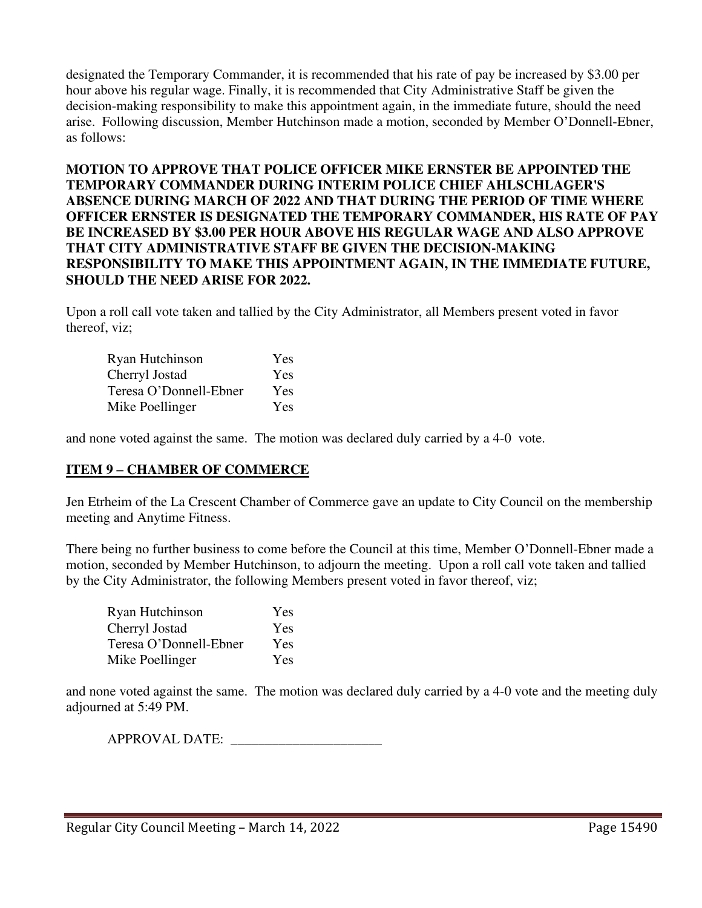designated the Temporary Commander, it is recommended that his rate of pay be increased by $3.00 per hour above his regular wage. Finally, it is recommended that City Administrative Staff be given the decision-making responsibility to make this appointment again, in the immediate future, should the need arise. Following discussion, Member Hutchinson made a motion, seconded by Member O'Donnell-Ebner, as follows:

**MOTION TO APPROVE THAT POLICE OFFICER MIKE ERNSTER BE APPOINTED THE TEMPORARY COMMANDER DURING INTERIM POLICE CHIEF AHLSCHLAGER'S ABSENCE DURING MARCH OF 2022 AND THAT DURING THE PERIOD OF TIME WHERE OFFICER ERNSTER IS DESIGNATED THE TEMPORARY COMMANDER, HIS RATE OF PAY BE INCREASED BY $3.00 PER HOUR ABOVE HIS REGULAR WAGE AND ALSO APPROVE THAT CITY ADMINISTRATIVE STAFF BE GIVEN THE DECISION-MAKING RESPONSIBILITY TO MAKE THIS APPOINTMENT AGAIN, IN THE IMMEDIATE FUTURE, SHOULD THE NEED ARISE FOR 2022.**

Upon a roll call vote taken and tallied by the City Administrator, all Members present voted in favor thereof, viz;

| | |
|---|---|
| Ryan Hutchinson | Yes |
| Cherryl Jostad | Yes |
| Teresa O'Donnell-Ebner | Yes |
| Mike Poellinger | Yes |

and none voted against the same. The motion was declared duly carried by a 4-0 vote.

## ITEM 9 – CHAMBER OF COMMERCE

Jen Etrheim of the La Crescent Chamber of Commerce gave an update to City Council on the membership meeting and Anytime Fitness.

There being no further business to come before the Council at this time, Member O'Donnell-Ebner made a motion, seconded by Member Hutchinson, to adjourn the meeting. Upon a roll call vote taken and tallied by the City Administrator, the following Members present voted in favor thereof, viz;

| | |
|---|---|
| Ryan Hutchinson | Yes |
| Cherryl Jostad | Yes |
| Teresa O'Donnell-Ebner | Yes |
| Mike Poellinger | Yes |

and none voted against the same. The motion was declared duly carried by a 4-0 vote and the meeting duly adjourned at 5:49 PM.

APPROVAL DATE: ______________________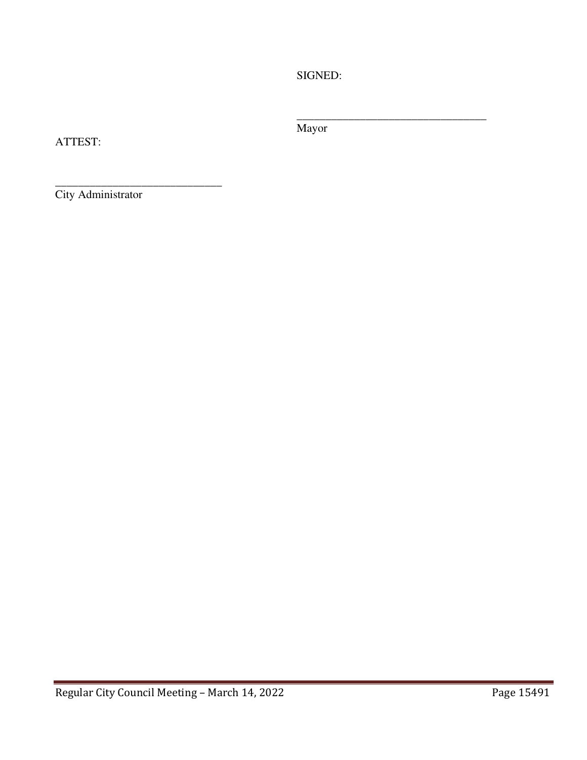SIGNED:

\_\_\_\_\_\_\_\_\_\_\_\_\_\_\_\_\_\_\_\_\_\_\_\_\_\_\_\_\_\_\_\_\_\_
Mayor

ATTEST:

\_\_\_\_\_\_\_\_\_\_\_\_\_\_\_\_\_\_\_\_\_\_\_\_\_\_\_\_\_\_
City Administrator